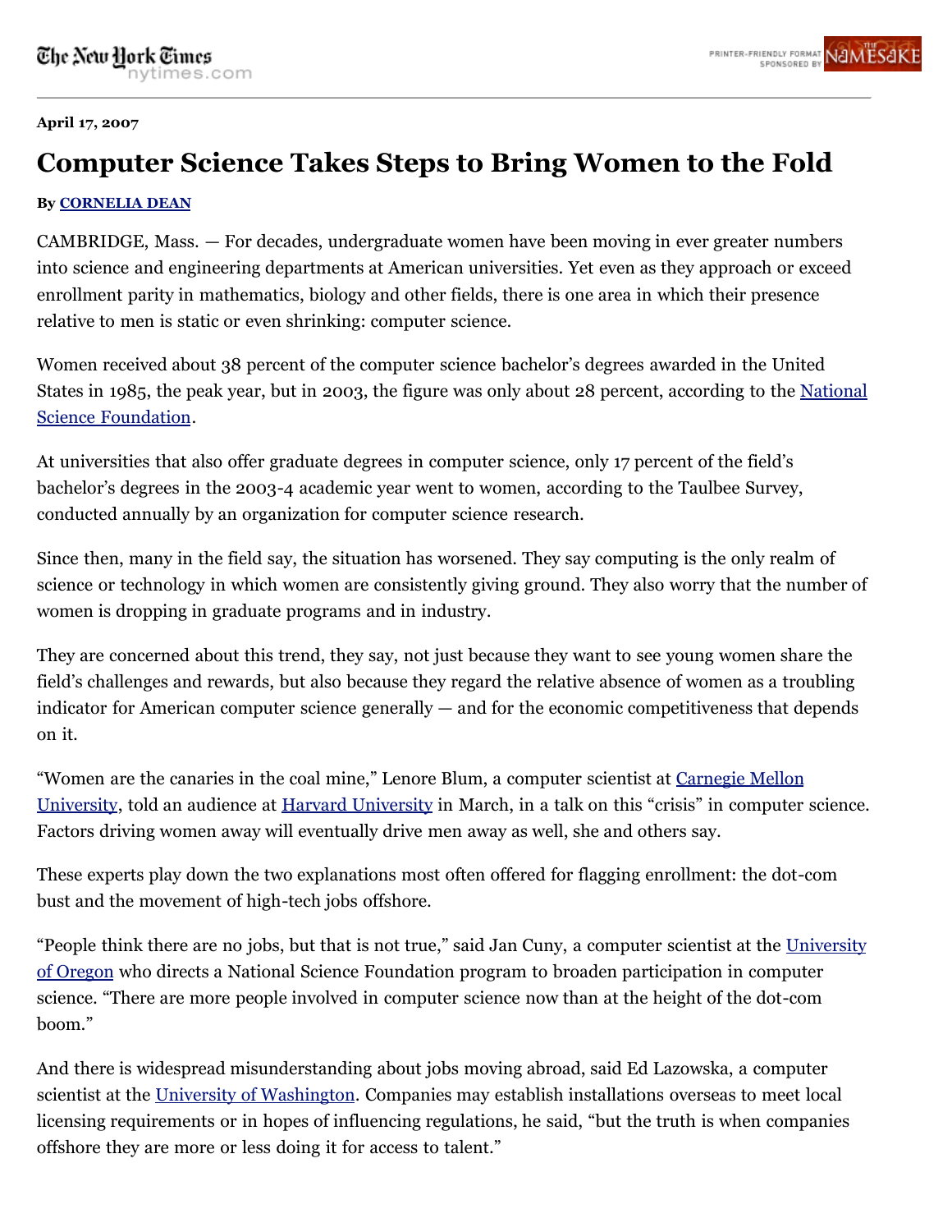April 17, 2007

# Computer Science Takes Steps to Bring Women to the Fold

**By CORNELIA DEAN**

CAMBRIDGE, Mass. — For decades, undergraduate women have been moving in ever greater numbers into science and engineering departments at American universities. Yet even as they approach or exceed enrollment parity in mathematics, biology and other fields, there is one area in which their presence relative to men is static or even shrinking: computer science.

Women received about 38 percent of the computer science bachelor's degrees awarded in the United States in 1985, the peak year, but in 2003, the figure was only about 28 percent, according to the National Science Foundation.

At universities that also offer graduate degrees in computer science, only 17 percent of the field's bachelor's degrees in the 2003-4 academic year went to women, according to the Taulbee Survey, conducted annually by an organization for computer science research.

Since then, many in the field say, the situation has worsened. They say computing is the only realm of science or technology in which women are consistently giving ground. They also worry that the number of women is dropping in graduate programs and in industry.

They are concerned about this trend, they say, not just because they want to see young women share the field's challenges and rewards, but also because they regard the relative absence of women as a troubling indicator for American computer science generally — and for the economic competitiveness that depends on it.

"Women are the canaries in the coal mine," Lenore Blum, a computer scientist at Carnegie Mellon University, told an audience at Harvard University in March, in a talk on this "crisis" in computer science. Factors driving women away will eventually drive men away as well, she and others say.

These experts play down the two explanations most often offered for flagging enrollment: the dot-com bust and the movement of high-tech jobs offshore.

"People think there are no jobs, but that is not true," said Jan Cuny, a computer scientist at the University of Oregon who directs a National Science Foundation program to broaden participation in computer science. "There are more people involved in computer science now than at the height of the dot-com boom."

And there is widespread misunderstanding about jobs moving abroad, said Ed Lazowska, a computer scientist at the University of Washington. Companies may establish installations overseas to meet local licensing requirements or in hopes of influencing regulations, he said, "but the truth is when companies offshore they are more or less doing it for access to talent."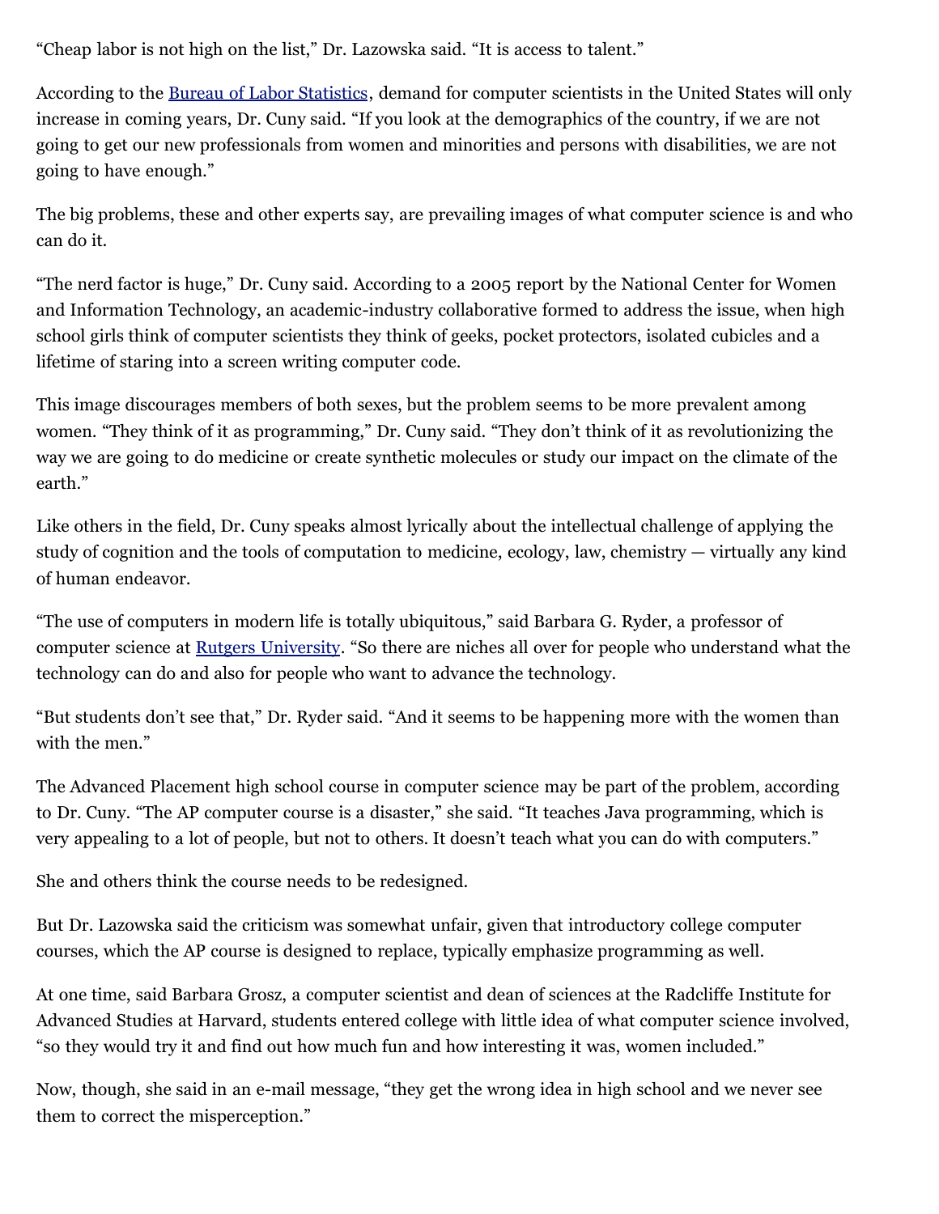“Cheap labor is not high on the list,” Dr. Lazowska said. “It is access to talent.”

According to the Bureau of Labor Statistics, demand for computer scientists in the United States will only increase in coming years, Dr. Cuny said. “If you look at the demographics of the country, if we are not going to get our new professionals from women and minorities and persons with disabilities, we are not going to have enough.”

The big problems, these and other experts say, are prevailing images of what computer science is and who can do it.

“The nerd factor is huge,” Dr. Cuny said. According to a 2005 report by the National Center for Women and Information Technology, an academic-industry collaborative formed to address the issue, when high school girls think of computer scientists they think of geeks, pocket protectors, isolated cubicles and a lifetime of staring into a screen writing computer code.

This image discourages members of both sexes, but the problem seems to be more prevalent among women. “They think of it as programming,” Dr. Cuny said. “They don’t think of it as revolutionizing the way we are going to do medicine or create synthetic molecules or study our impact on the climate of the earth.”

Like others in the field, Dr. Cuny speaks almost lyrically about the intellectual challenge of applying the study of cognition and the tools of computation to medicine, ecology, law, chemistry — virtually any kind of human endeavor.

“The use of computers in modern life is totally ubiquitous,” said Barbara G. Ryder, a professor of computer science at Rutgers University. “So there are niches all over for people who understand what the technology can do and also for people who want to advance the technology.

“But students don’t see that,” Dr. Ryder said. “And it seems to be happening more with the women than with the men.”

The Advanced Placement high school course in computer science may be part of the problem, according to Dr. Cuny. “The AP computer course is a disaster,” she said. “It teaches Java programming, which is very appealing to a lot of people, but not to others. It doesn’t teach what you can do with computers.”

She and others think the course needs to be redesigned.

But Dr. Lazowska said the criticism was somewhat unfair, given that introductory college computer courses, which the AP course is designed to replace, typically emphasize programming as well.

At one time, said Barbara Grosz, a computer scientist and dean of sciences at the Radcliffe Institute for Advanced Studies at Harvard, students entered college with little idea of what computer science involved, “so they would try it and find out how much fun and how interesting it was, women included.”

Now, though, she said in an e-mail message, “they get the wrong idea in high school and we never see them to correct the misperception.”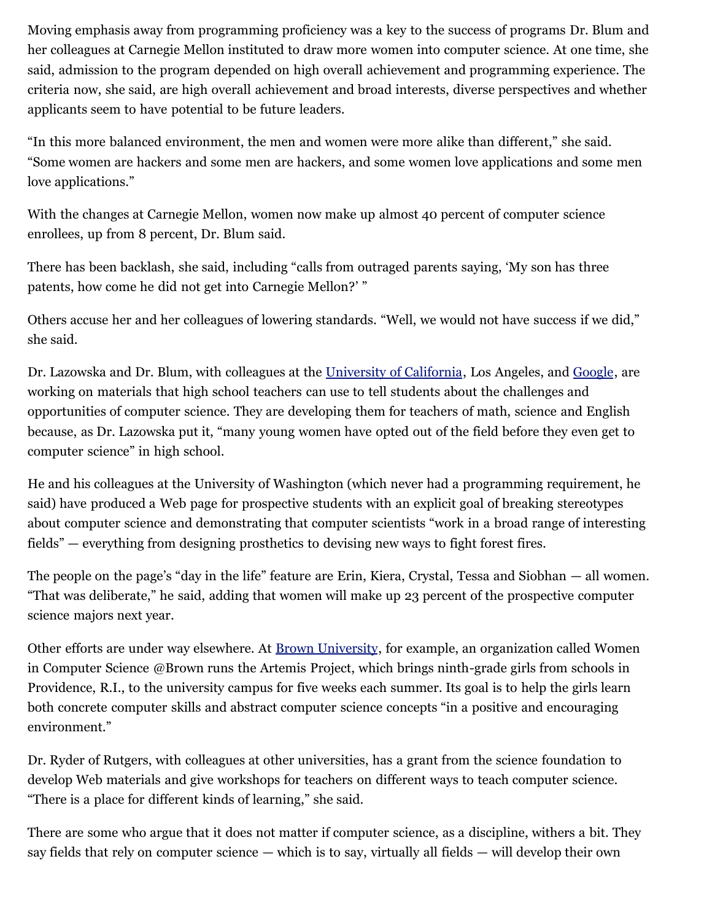Moving emphasis away from programming proficiency was a key to the success of programs Dr. Blum and her colleagues at Carnegie Mellon instituted to draw more women into computer science. At one time, she said, admission to the program depended on high overall achievement and programming experience. The criteria now, she said, are high overall achievement and broad interests, diverse perspectives and whether applicants seem to have potential to be future leaders.

"In this more balanced environment, the men and women were more alike than different," she said. "Some women are hackers and some men are hackers, and some women love applications and some men love applications."

With the changes at Carnegie Mellon, women now make up almost 40 percent of computer science enrollees, up from 8 percent, Dr. Blum said.

There has been backlash, she said, including "calls from outraged parents saying, 'My son has three patents, how come he did not get into Carnegie Mellon?' "

Others accuse her and her colleagues of lowering standards. "Well, we would not have success if we did," she said.

Dr. Lazowska and Dr. Blum, with colleagues at the University of California, Los Angeles, and Google, are working on materials that high school teachers can use to tell students about the challenges and opportunities of computer science. They are developing them for teachers of math, science and English because, as Dr. Lazowska put it, "many young women have opted out of the field before they even get to computer science" in high school.

He and his colleagues at the University of Washington (which never had a programming requirement, he said) have produced a Web page for prospective students with an explicit goal of breaking stereotypes about computer science and demonstrating that computer scientists "work in a broad range of interesting fields" — everything from designing prosthetics to devising new ways to fight forest fires.

The people on the page's "day in the life" feature are Erin, Kiera, Crystal, Tessa and Siobhan — all women. "That was deliberate," he said, adding that women will make up 23 percent of the prospective computer science majors next year.

Other efforts are under way elsewhere. At Brown University, for example, an organization called Women in Computer Science @Brown runs the Artemis Project, which brings ninth-grade girls from schools in Providence, R.I., to the university campus for five weeks each summer. Its goal is to help the girls learn both concrete computer skills and abstract computer science concepts "in a positive and encouraging environment."

Dr. Ryder of Rutgers, with colleagues at other universities, has a grant from the science foundation to develop Web materials and give workshops for teachers on different ways to teach computer science. "There is a place for different kinds of learning," she said.

There are some who argue that it does not matter if computer science, as a discipline, withers a bit. They say fields that rely on computer science — which is to say, virtually all fields — will develop their own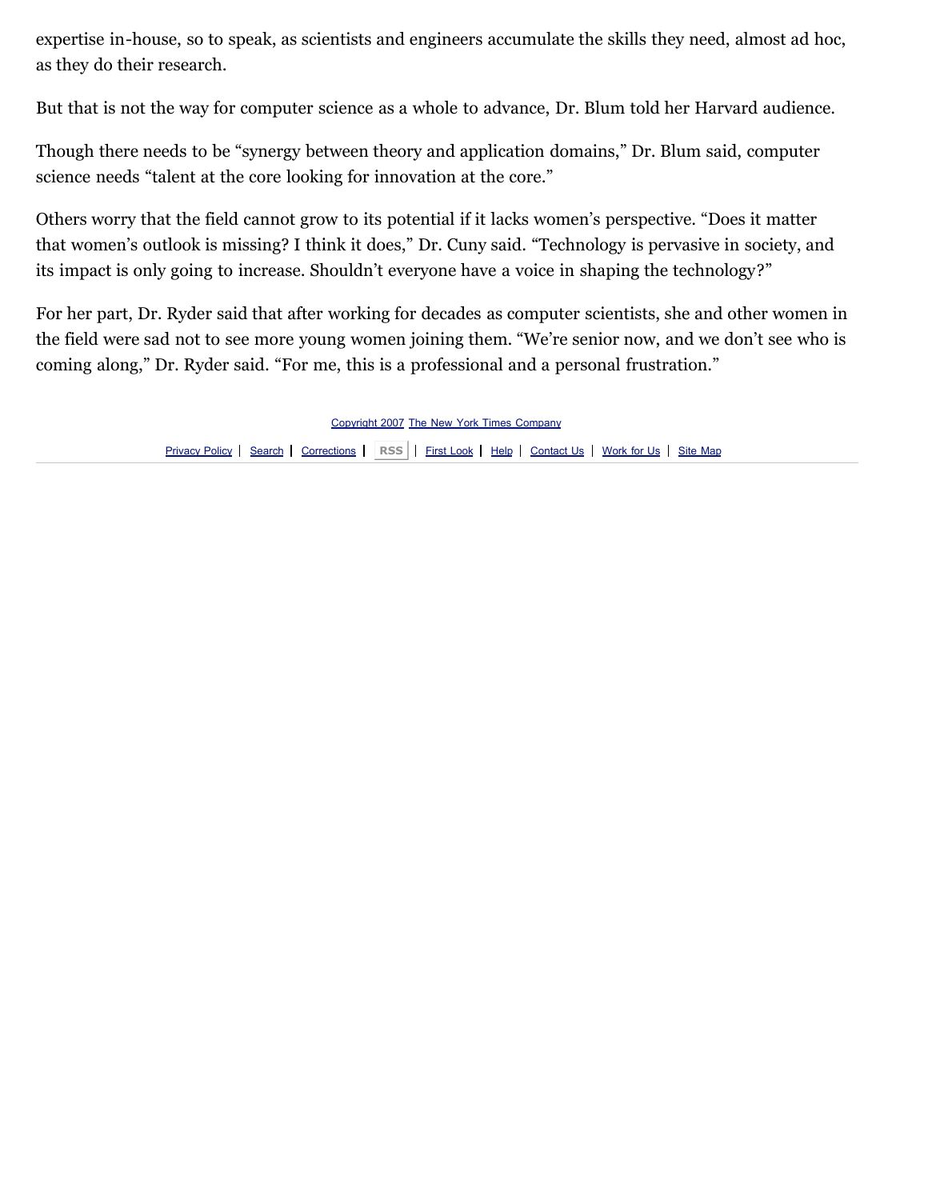expertise in-house, so to speak, as scientists and engineers accumulate the skills they need, almost ad hoc, as they do their research.

But that is not the way for computer science as a whole to advance, Dr. Blum told her Harvard audience.

Though there needs to be “synergy between theory and application domains,” Dr. Blum said, computer science needs “talent at the core looking for innovation at the core.”

Others worry that the field cannot grow to its potential if it lacks women’s perspective. “Does it matter that women’s outlook is missing? I think it does,” Dr. Cuny said. “Technology is pervasive in society, and its impact is only going to increase. Shouldn’t everyone have a voice in shaping the technology?”

For her part, Dr. Ryder said that after working for decades as computer scientists, she and other women in the field were sad not to see more young women joining them. “We’re senior now, and we don’t see who is coming along,” Dr. Ryder said. “For me, this is a professional and a personal frustration.”

Copyright 2007 The New York Times Company

Privacy Policy | Search | Corrections | RSS | First Look | Help | Contact Us | Work for Us | Site Map